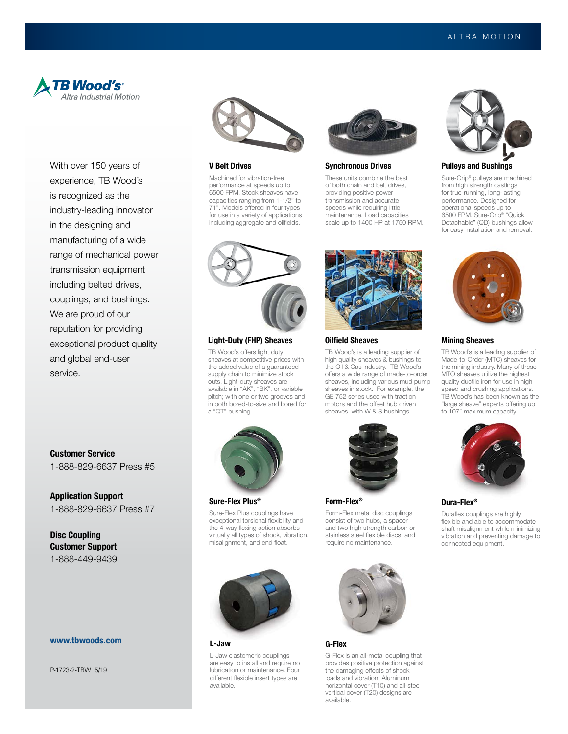# TB Wood's®

*Altra Industrial Motion*

With over 150 years of experience, TB Wood's is recognized as the industry-leading innovator in the designing and manufacturing of a wide range of mechanical power transmission equipment including belted drives, couplings, and bushings. We are proud of our reputation for providing exceptional product quality and global end-user service.

**Customer Service**
1-888-829-6637 Press #5

**Application Support**
1-888-829-6637 Press #7

**Disc Coupling Customer Support**
1-888-449-9439

**www.tbwoods.com**

P-1723-2-TBW 5/19

### V Belt Drives

Machined for vibration-free performance at speeds up to 6500 FPM. Stock sheaves have capacities ranging from 1-1/2" to 71". Models offered in four types for use in a variety of applications including aggregate and oilfields.

### Synchronous Drives

These units combine the best of both chain and belt drives, providing positive power transmission and accurate speeds while requiring little maintenance. Load capacities scale up to 1400 HP at 1750 RPM.

### Pulleys and Bushings

Sure-Grip® pulleys are machined from high strength castings for true-running, long-lasting performance. Designed for operational speeds up to 6500 FPM. Sure-Grip® "Quick Detachable" (QD) bushings allow for easy installation and removal.

### Light-Duty (FHP) Sheaves

TB Wood's offers light duty sheaves at competitive prices with the added value of a guaranteed supply chain to minimize stock outs. Light-duty sheaves are available in "AK", "BK", or variable pitch; with one or two grooves and in both bored-to-size and bored for a "QT" bushing.

### Oilfield Sheaves

TB Wood's is a leading supplier of high quality sheaves & bushings to the Oil & Gas industry. TB Wood's offers a wide range of made-to-order sheaves, including various mud pump sheaves in stock. For example, the GE 752 series used with traction motors and the offset hub driven sheaves, with W & S bushings.

### Mining Sheaves

TB Wood's is a leading supplier of Made-to-Order (MTO) sheaves for the mining industry. Many of these MTO sheaves utilize the highest quality ductile iron for use in high speed and crushing applications. TB Wood's has been known as the "large sheave" experts offering up to 107" maximum capacity.

### Sure-Flex Plus®

Sure-Flex Plus couplings have exceptional torsional flexibility and the 4-way flexing action absorbs virtually all types of shock, vibration, misalignment, and end float.

### Form-Flex®

Form-Flex metal disc couplings consist of two hubs, a spacer and two high strength carbon or stainless steel flexible discs, and require no maintenance.

### Dura-Flex®

Duraflex couplings are highly flexible and able to accommodate shaft misalignment while minimizing vibration and preventing damage to connected equipment.

### L-Jaw

L-Jaw elastomeric couplings are easy to install and require no lubrication or maintenance. Four different flexible insert types are available.

### G-Flex

G-Flex is an all-metal coupling that provides positive protection against the damaging effects of shock loads and vibration. Aluminum horizontal cover (T10) and all-steel vertical cover (T20) designs are available.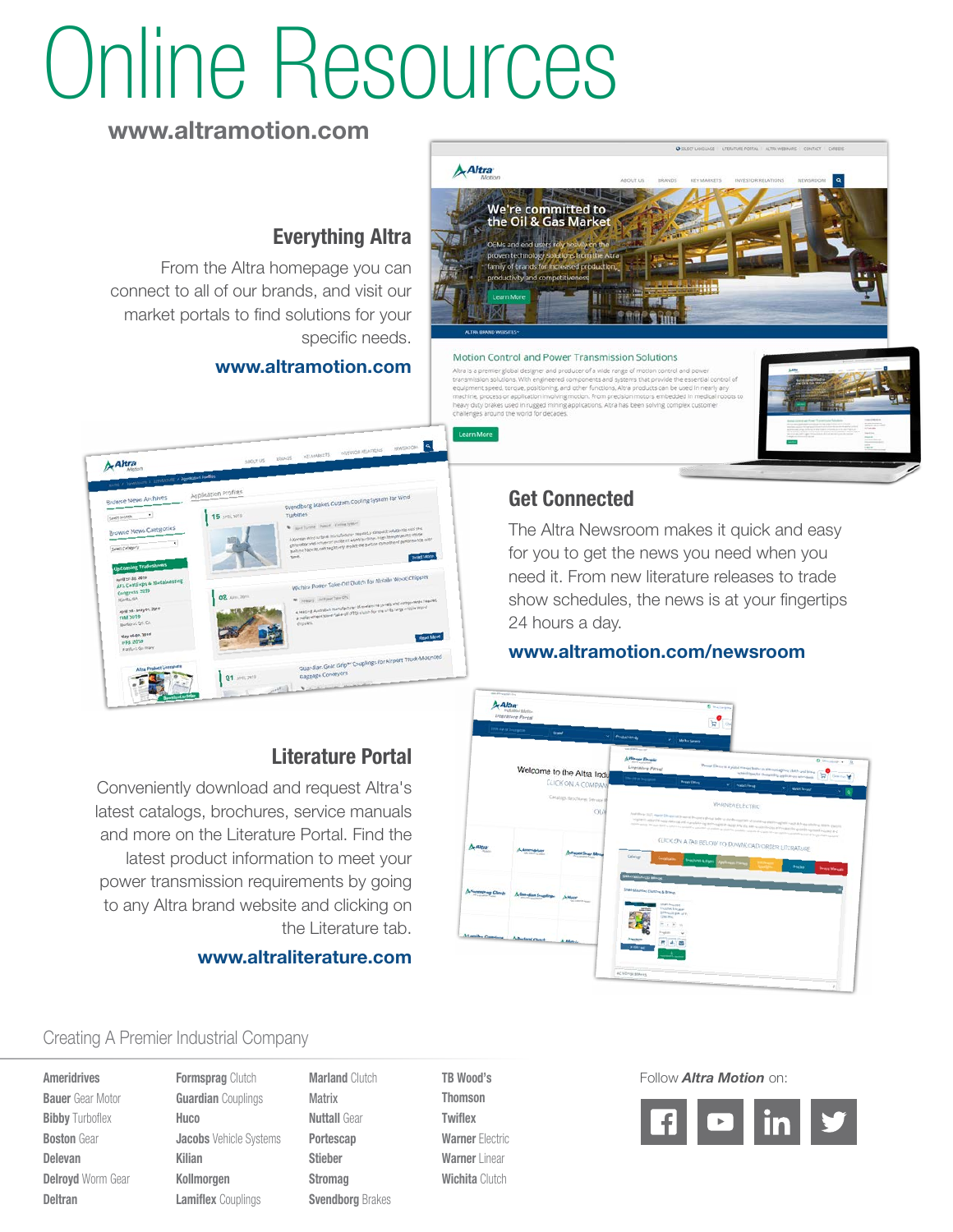# Online Resources

**www.altramotion.com**

## Everything Altra

From the Altra homepage you can connect to all of our brands, and visit our market portals to find solutions for your specific needs.

**www.altramotion.com**

## Get Connected

The Altra Newsroom makes it quick and easy for you to get the news you need when you need it. From new literature releases to trade show schedules, the news is at your fingertips 24 hours a day.

**www.altramotion.com/newsroom**

## Literature Portal

Conveniently download and request Altra's latest catalogs, brochures, service manuals and more on the Literature Portal. Find the latest product information to meet your power transmission requirements by going to any Altra brand website and clicking on the Literature tab.

**www.altraliterature.com**

Creating A Premier Industrial Company

| | | | |
|---|---|---|---|
| **Ameridrives** | **Formsprag** Clutch | **Marland** Clutch | **TB Wood's** |
| **Bauer** Gear Motor | **Guardian** Couplings | **Matrix** | **Thomson** |
| **Bibby** Turboflex | **Huco** | **Nuttall** Gear | **Twiflex** |
| **Boston** Gear | **Jacobs** Vehicle Systems | **Portescap** | **Warner** Electric |
| **Delevan** | **Kilian** | **Stieber** | **Warner** Linear |
| **Delroyd** Worm Gear | **Kollmorgen** | **Stromag** | **Wichita** Clutch |
| **Deltran** | **Lamiflex** Couplings | **Svendborg** Brakes | |

Follow ***Altra Motion*** on: